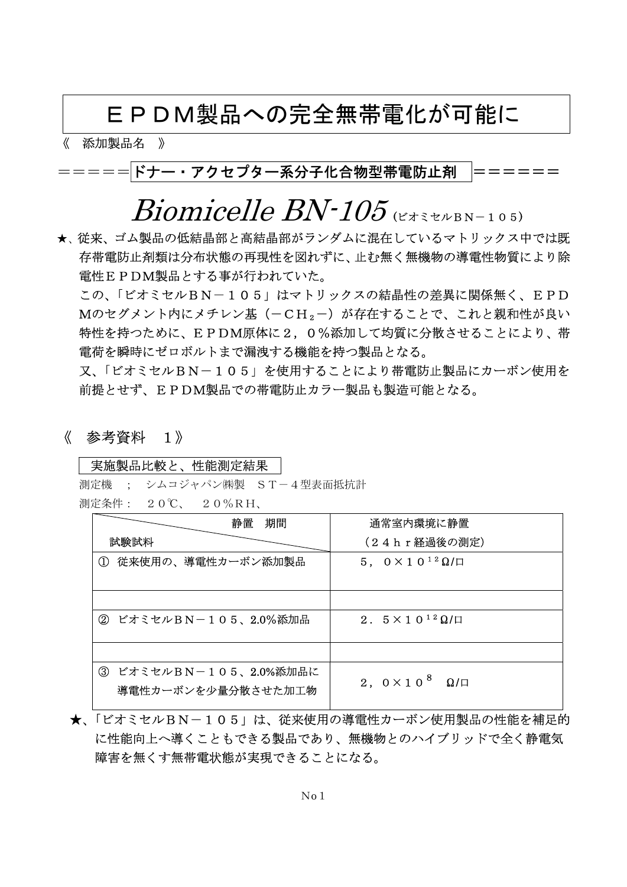# ＥＰＤＭ製品への完全無帯電化が可能に

《　添加製品名　》

＝＝＝＝＝**ドナー・アクセプター系分子化合物型帯電防止剤**　＝＝＝＝＝＝

# *Biomicelle BN-105*（ビオミセルＢＮ－１０５）

★、従来、ゴム製品の低結晶部と高結晶部がランダムに混在しているマトリックス中では既存帯電防止剤類は分布状態の再現性を図れずに、止む無く無機物の導電性物質により除電性ＥＰＤＭ製品とする事が行われていた。

この、「ビオミセルＢＮ－１０５」はマトリックスの結晶性の差異に関係無く、ＥＰＤＭのセグメント内にメチレン基（$-CH_2-$）が存在することで、これと親和性が良い特性を持つために、ＥＰＤＭ原体に２，０％添加して均質に分散させることにより、帯電荷を瞬時にゼロボルトまで漏洩する機能を持つ製品となる。

又、「ビオミセルＢＮ－１０５」を使用することにより帯電防止製品にカーボン使用を前提とせず、ＥＰＤＭ製品での帯電防止カラー製品も製造可能となる。

## 《　参考資料　１》

実施製品比較と、性能測定結果

測定機　；　シムコジャパン㈱製　ＳＴ－４型表面抵抗計

測定条件：　２０℃、　２０％ＲＨ、

| 試験試料 ＼ 静置　期間 | 通常室内環境に静置（２４ｈｒ経過後の測定） |
|---|---|
| ①　従来使用の、導電性カーボン添加製品 | ５，０×$10^{12}$Ω/□ |
| | |
| ②　ビオミセルＢＮ－１０５、2.0%添加品 | ２．５×$10^{12}$Ω/□ |
| | |
| ③　ビオミセルＢＮ－１０５、2.0%添加品に導電性カーボンを少量分散させた加工物 | ２，０×$10^{8}$　Ω/□ |

★、「ビオミセルＢＮ－１０５」は、従来使用の導電性カーボン使用製品の性能を補足的に性能向上へ導くこともできる製品であり、無機物とのハイブリッドで全く静電気障害を無くす無帯電状態が実現できることになる。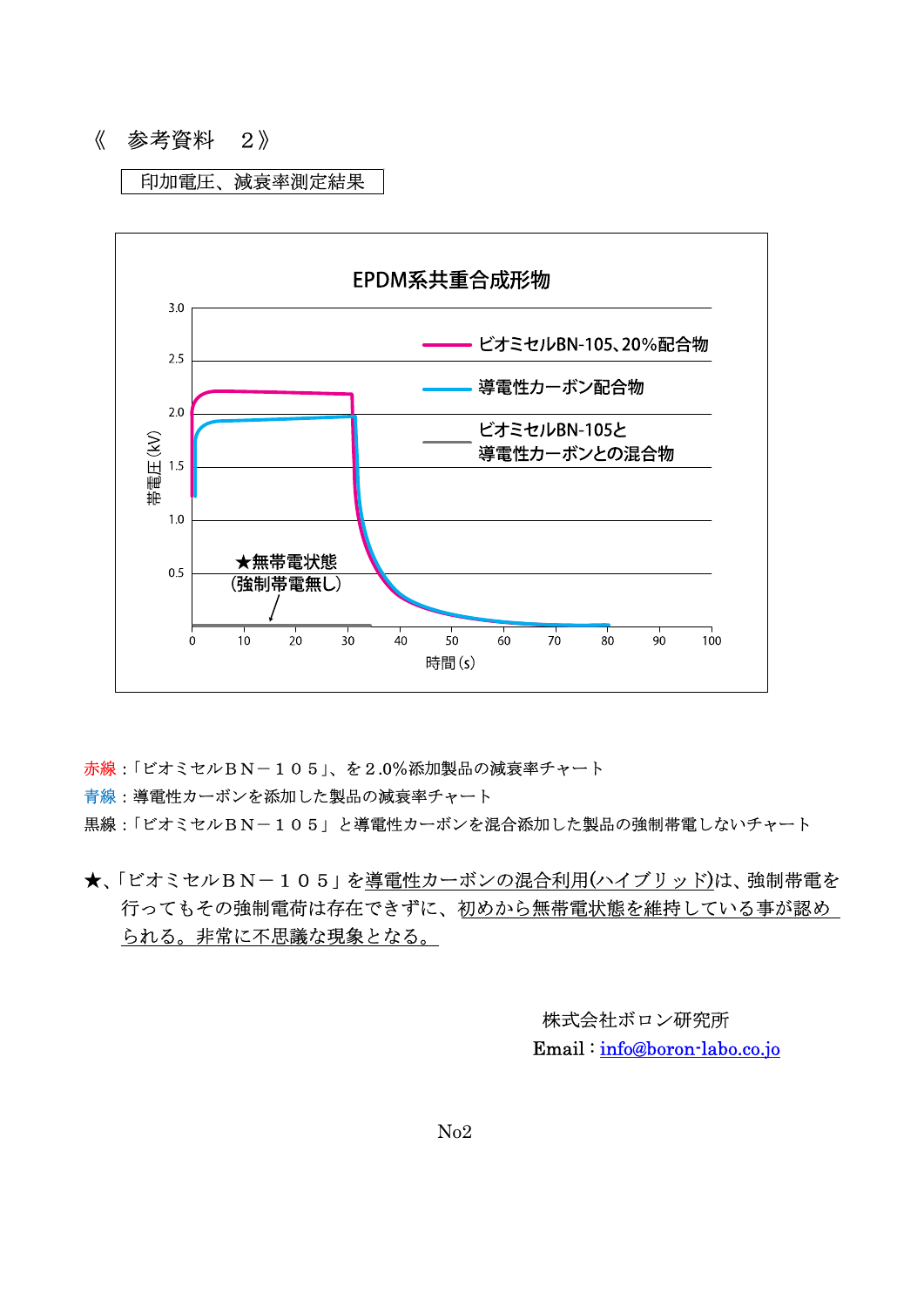《　参考資料　２》

印加電圧、減衰率測定結果

EPDM系共重合成形物

ビオミセルBN-105、20%配合物
導電性カーボン配合物
ビオミセルBN-105と導電性カーボンとの混合物

★無帯電状態（強制帯電無し）

帯電圧 (kV)
時間 (s)

赤線：「ビオミセルＢＮ－１０５」、を２.0%添加製品の減衰率チャート
青線：導電性カーボンを添加した製品の減衰率チャート
黒線：「ビオミセルＢＮ－１０５」と導電性カーボンを混合添加した製品の強制帯電しないチャート

★、「ビオミセルＢＮ－１０５」を導電性カーボンの混合利用(ハイブリッド)は、強制帯電を行ってもその強制電荷は存在できずに、初めから無帯電状態を維持している事が認められる。非常に不思議な現象となる。

株式会社ボロン研究所
Email：info@boron-labo.co.jo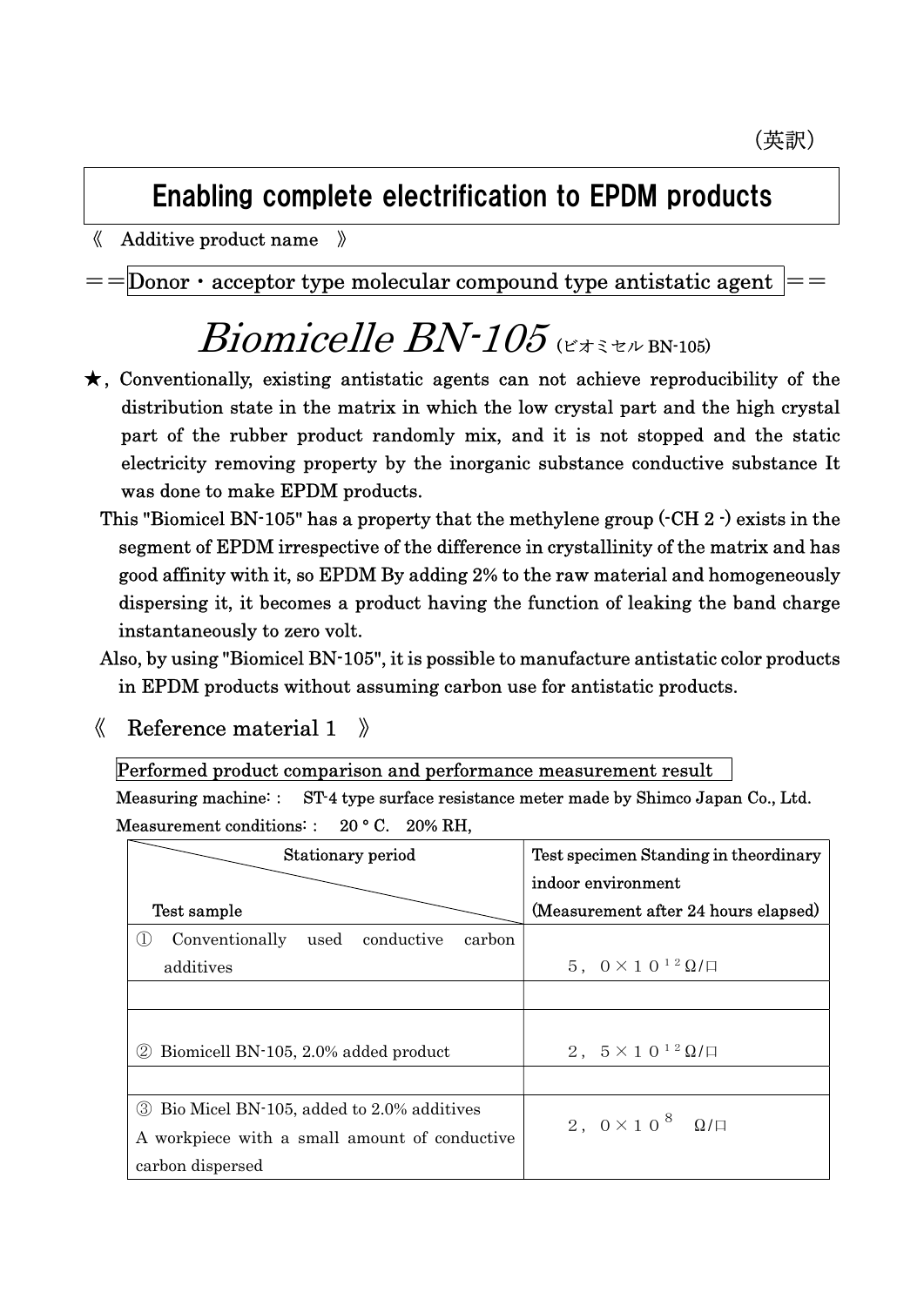(英訳)

# Enabling complete electrification to EPDM products

《 Additive product name 》

==Donor・acceptor type molecular compound type antistatic agent ==

## *Biomicelle BN-105* (ビオミセル BN-105)

★, Conventionally, existing antistatic agents can not achieve reproducibility of the distribution state in the matrix in which the low crystal part and the high crystal part of the rubber product randomly mix, and it is not stopped and the static electricity removing property by the inorganic substance conductive substance It was done to make EPDM products.

This "Biomicel BN-105" has a property that the methylene group ($-CH_2-$) exists in the segment of EPDM irrespective of the difference in crystallinity of the matrix and has good affinity with it, so EPDM By adding 2% to the raw material and homogeneously dispersing it, it becomes a product having the function of leaking the band charge instantaneously to zero volt.

Also, by using "Biomicel BN-105", it is possible to manufacture antistatic color products in EPDM products without assuming carbon use for antistatic products.

《 Reference material 1 》

Performed product comparison and performance measurement result

Measuring machine: : ST-4 type surface resistance meter made by Shimco Japan Co., Ltd.

Measurement conditions: : 20 ° C. 20% RH,

| Stationary period / Test sample | Test specimen Standing in theordinary indoor environment (Measurement after 24 hours elapsed) |
|---|---|
| ① Conventionally used conductive carbon additives | 5，0×10$^{12}$Ω/□ |
| | |
| ② Biomicell BN-105, 2.0% added product | 2，5×10$^{12}$Ω/□ |
| | |
| ③ Bio Micel BN-105, added to 2.0% additives A workpiece with a small amount of conductive carbon dispersed | 2，0×10$^{8}$ Ω/□ |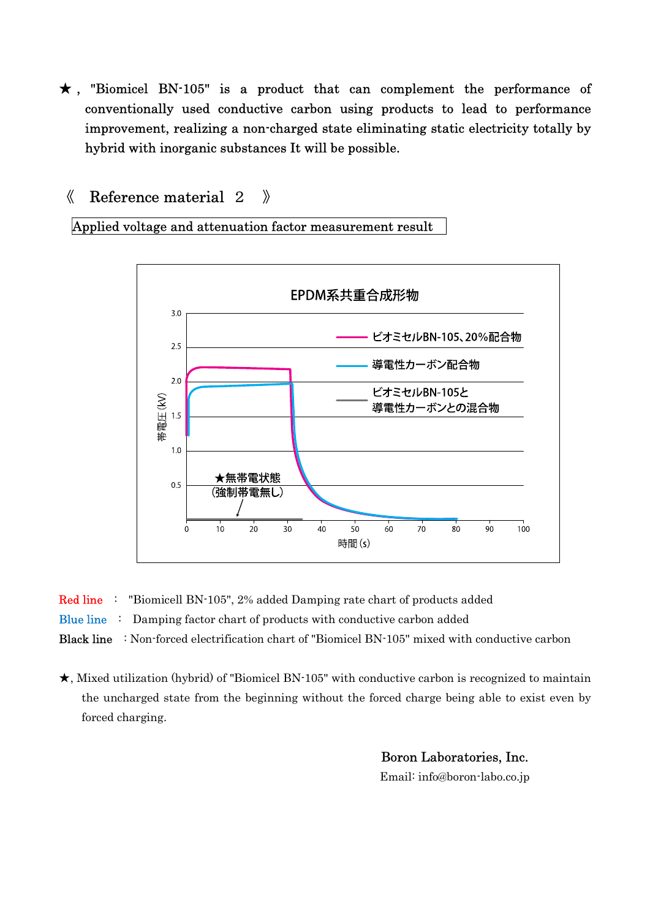★, "Biomicel BN-105" is a product that can complement the performance of conventionally used conductive carbon using products to lead to performance improvement, realizing a non-charged state eliminating static electricity totally by hybrid with inorganic substances It will be possible.

## 《 Reference material 2 》

Applied voltage and attenuation factor measurement result

EPDM系共重合成形物

ビオミセルBN-105､20%配合物

導電性カーボン配合物

ビオミセルBN-105と
導電性カーボンとの混合物

★無帯電状態
(強制帯電無し)

帯電圧 (kV)

3.0
2.5
2.0
1.5
1.0
0.5

0 10 20 30 40 50 60 70 80 90 100

時間 (s)

Red line : "Biomicell BN-105", 2% added Damping rate chart of products added

Blue line : Damping factor chart of products with conductive carbon added

Black line : Non-forced electrification chart of "Biomicel BN-105" mixed with conductive carbon

★, Mixed utilization (hybrid) of "Biomicel BN-105" with conductive carbon is recognized to maintain the uncharged state from the beginning without the forced charge being able to exist even by forced charging.

Boron Laboratories, Inc.

Email: info@boron-labo.co.jp